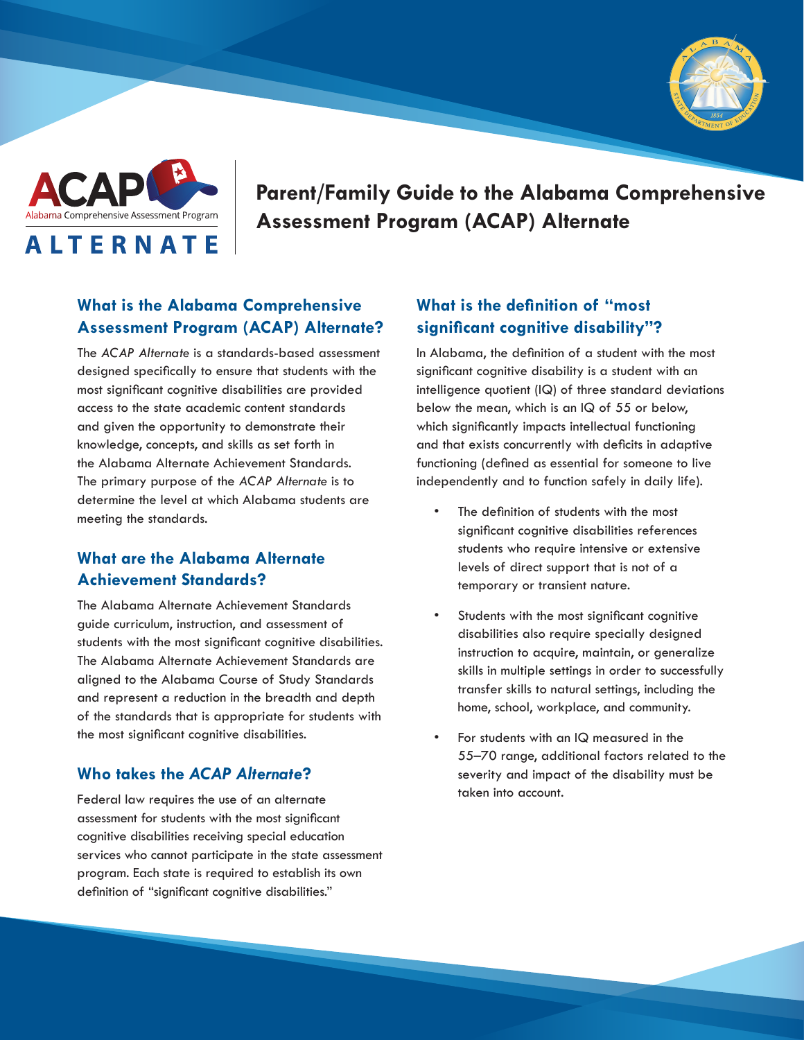# Parent/Family Guide to the Alabama Comprehensive Assessment Program (ACAP) Alternate

## What is the Alabama Comprehensive Assessment Program (ACAP) Alternate?

The *ACAP Alternate* is a standards-based assessment designed specifically to ensure that students with the most significant cognitive disabilities are provided access to the state academic content standards and given the opportunity to demonstrate their knowledge, concepts, and skills as set forth in the Alabama Alternate Achievement Standards. The primary purpose of the *ACAP Alternate* is to determine the level at which Alabama students are meeting the standards.

## What are the Alabama Alternate Achievement Standards?

The Alabama Alternate Achievement Standards guide curriculum, instruction, and assessment of students with the most significant cognitive disabilities. The Alabama Alternate Achievement Standards are aligned to the Alabama Course of Study Standards and represent a reduction in the breadth and depth of the standards that is appropriate for students with the most significant cognitive disabilities.

## Who takes the *ACAP Alternate*?

Federal law requires the use of an alternate assessment for students with the most significant cognitive disabilities receiving special education services who cannot participate in the state assessment program. Each state is required to establish its own definition of "significant cognitive disabilities."

## What is the definition of "most significant cognitive disability"?

In Alabama, the definition of a student with the most significant cognitive disability is a student with an intelligence quotient (IQ) of three standard deviations below the mean, which is an IQ of 55 or below, which significantly impacts intellectual functioning and that exists concurrently with deficits in adaptive functioning (defined as essential for someone to live independently and to function safely in daily life).

- The definition of students with the most significant cognitive disabilities references students who require intensive or extensive levels of direct support that is not of a temporary or transient nature.
- Students with the most significant cognitive disabilities also require specially designed instruction to acquire, maintain, or generalize skills in multiple settings in order to successfully transfer skills to natural settings, including the home, school, workplace, and community.
- For students with an IQ measured in the 55–70 range, additional factors related to the severity and impact of the disability must be taken into account.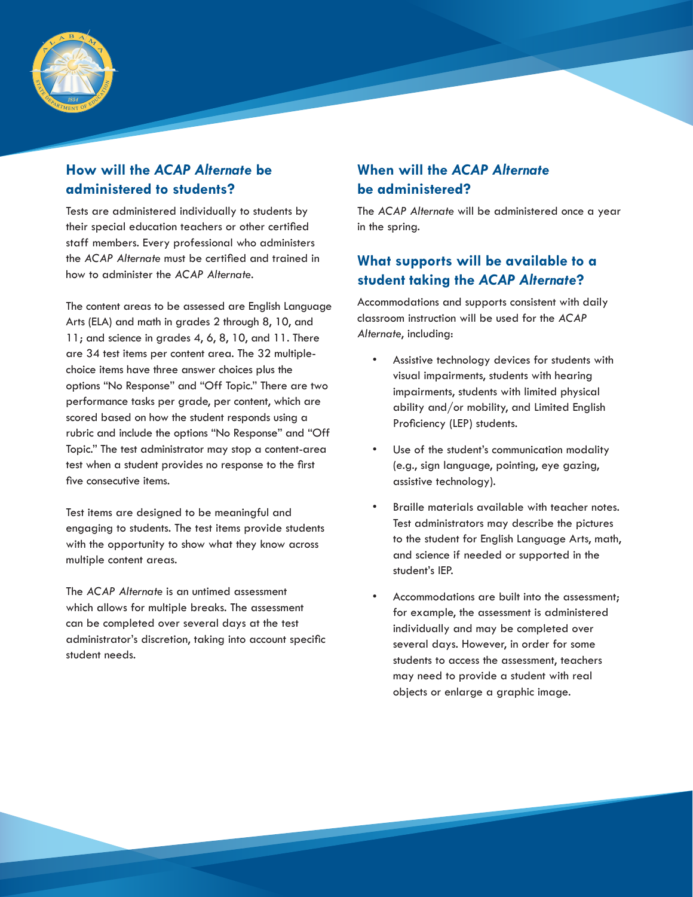## How will the *ACAP Alternate* be administered to students?

Tests are administered individually to students by their special education teachers or other certified staff members. Every professional who administers the *ACAP Alternate* must be certified and trained in how to administer the *ACAP Alternate*.

The content areas to be assessed are English Language Arts (ELA) and math in grades 2 through 8, 10, and 11; and science in grades 4, 6, 8, 10, and 11. There are 34 test items per content area. The 32 multiple-choice items have three answer choices plus the options "No Response" and "Off Topic." There are two performance tasks per grade, per content, which are scored based on how the student responds using a rubric and include the options "No Response" and "Off Topic." The test administrator may stop a content-area test when a student provides no response to the first five consecutive items.

Test items are designed to be meaningful and engaging to students. The test items provide students with the opportunity to show what they know across multiple content areas.

The *ACAP Alternate* is an untimed assessment which allows for multiple breaks. The assessment can be completed over several days at the test administrator's discretion, taking into account specific student needs.

## When will the *ACAP Alternate* be administered?

The *ACAP Alternate* will be administered once a year in the spring.

## What supports will be available to a student taking the *ACAP Alternate*?

Accommodations and supports consistent with daily classroom instruction will be used for the *ACAP Alternate*, including:

- Assistive technology devices for students with visual impairments, students with hearing impairments, students with limited physical ability and/or mobility, and Limited English Proficiency (LEP) students.
- Use of the student's communication modality (e.g., sign language, pointing, eye gazing, assistive technology).
- Braille materials available with teacher notes. Test administrators may describe the pictures to the student for English Language Arts, math, and science if needed or supported in the student's IEP.
- Accommodations are built into the assessment; for example, the assessment is administered individually and may be completed over several days. However, in order for some students to access the assessment, teachers may need to provide a student with real objects or enlarge a graphic image.